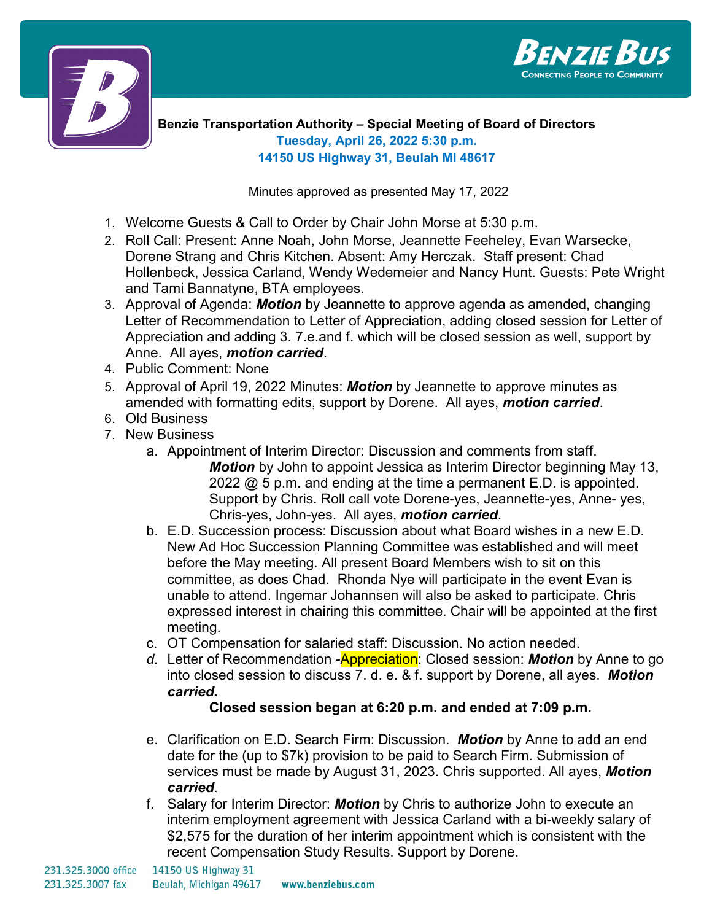**Benzie Transportation Authority – Special Meeting of Board of Directors**
**Tuesday, April 26, 2022 5:30 p.m.**
**14150 US Highway 31, Beulah MI 48617**

Minutes approved as presented May 17, 2022

1. Welcome Guests & Call to Order by Chair John Morse at 5:30 p.m.
2. Roll Call: Present: Anne Noah, John Morse, Jeannette Feeheley, Evan Warsecke, Dorene Strang and Chris Kitchen. Absent: Amy Herczak. Staff present: Chad Hollenbeck, Jessica Carland, Wendy Wedemeier and Nancy Hunt. Guests: Pete Wright and Tami Bannatyne, BTA employees.
3. Approval of Agenda: ***Motion*** by Jeannette to approve agenda as amended, changing Letter of Recommendation to Letter of Appreciation, adding closed session for Letter of Appreciation and adding 3. 7.e.and f. which will be closed session as well, support by Anne. All ayes, ***motion carried***.
4. Public Comment: None
5. Approval of April 19, 2022 Minutes: ***Motion*** by Jeannette to approve minutes as amended with formatting edits, support by Dorene. All ayes, ***motion carried***.
6. Old Business
7. New Business
   a. Appointment of Interim Director: Discussion and comments from staff.
      ***Motion*** by John to appoint Jessica as Interim Director beginning May 13, 2022 @ 5 p.m. and ending at the time a permanent E.D. is appointed. Support by Chris. Roll call vote Dorene-yes, Jeannette-yes, Anne- yes, Chris-yes, John-yes. All ayes, ***motion carried***.
   b. E.D. Succession process: Discussion about what Board wishes in a new E.D. New Ad Hoc Succession Planning Committee was established and will meet before the May meeting. All present Board Members wish to sit on this committee, as does Chad. Rhonda Nye will participate in the event Evan is unable to attend. Ingemar Johannsen will also be asked to participate. Chris expressed interest in chairing this committee. Chair will be appointed at the first meeting.
   c. OT Compensation for salaried staff: Discussion. No action needed.
   d. Letter of ~~Recommendation~~ -Appreciation: Closed session: ***Motion*** by Anne to go into closed session to discuss 7. d. e. & f. support by Dorene, all ayes. ***Motion carried.***

      **Closed session began at 6:20 p.m. and ended at 7:09 p.m.**

   e. Clarification on E.D. Search Firm: Discussion. ***Motion*** by Anne to add an end date for the (up to $7k) provision to be paid to Search Firm. Submission of services must be made by August 31, 2023. Chris supported. All ayes, ***Motion carried***.
   f. Salary for Interim Director: ***Motion*** by Chris to authorize John to execute an interim employment agreement with Jessica Carland with a bi-weekly salary of $2,575 for the duration of her interim appointment which is consistent with the recent Compensation Study Results. Support by Dorene.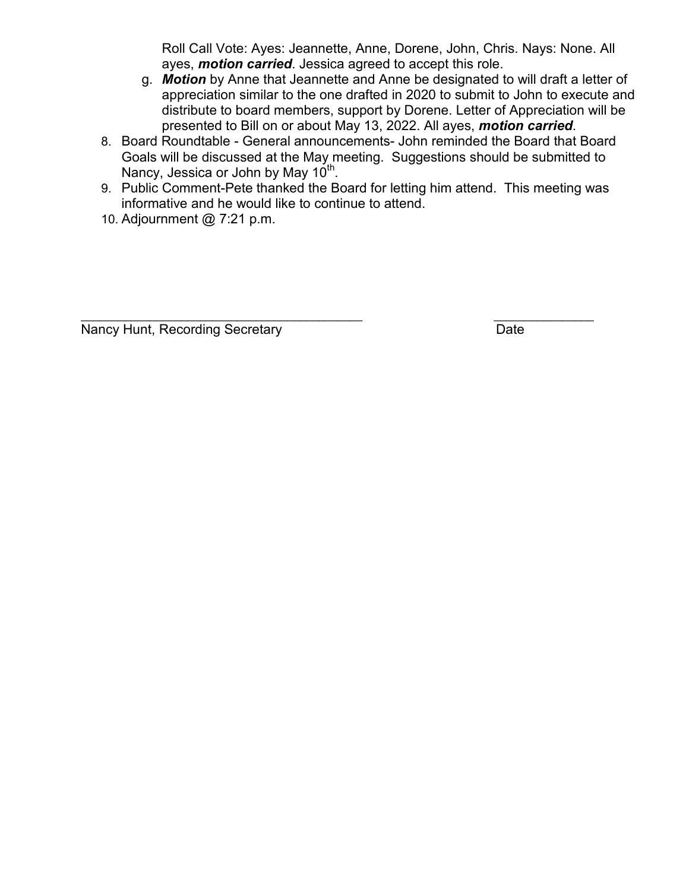Roll Call Vote: Ayes: Jeannette, Anne, Dorene, John, Chris. Nays: None. All ayes, ***motion carried***. Jessica agreed to accept this role.

g. ***Motion*** by Anne that Jeannette and Anne be designated to will draft a letter of appreciation similar to the one drafted in 2020 to submit to John to execute and distribute to board members, support by Dorene. Letter of Appreciation will be presented to Bill on or about May 13, 2022. All ayes, ***motion carried***.

8. Board Roundtable - General announcements- John reminded the Board that Board Goals will be discussed at the May meeting. Suggestions should be submitted to Nancy, Jessica or John by May 10th.
9. Public Comment-Pete thanked the Board for letting him attend. This meeting was informative and he would like to continue to attend.
10. Adjournment @ 7:21 p.m.

\_\_\_\_\_\_\_\_\_\_\_\_\_\_\_\_\_\_\_\_\_\_\_\_\_\_\_\_\_\_\_\_\_\_\_\_\_\_\_\_ \_\_\_\_\_\_\_\_\_\_\_\_\_\_

Nancy Hunt, Recording Secretary Date